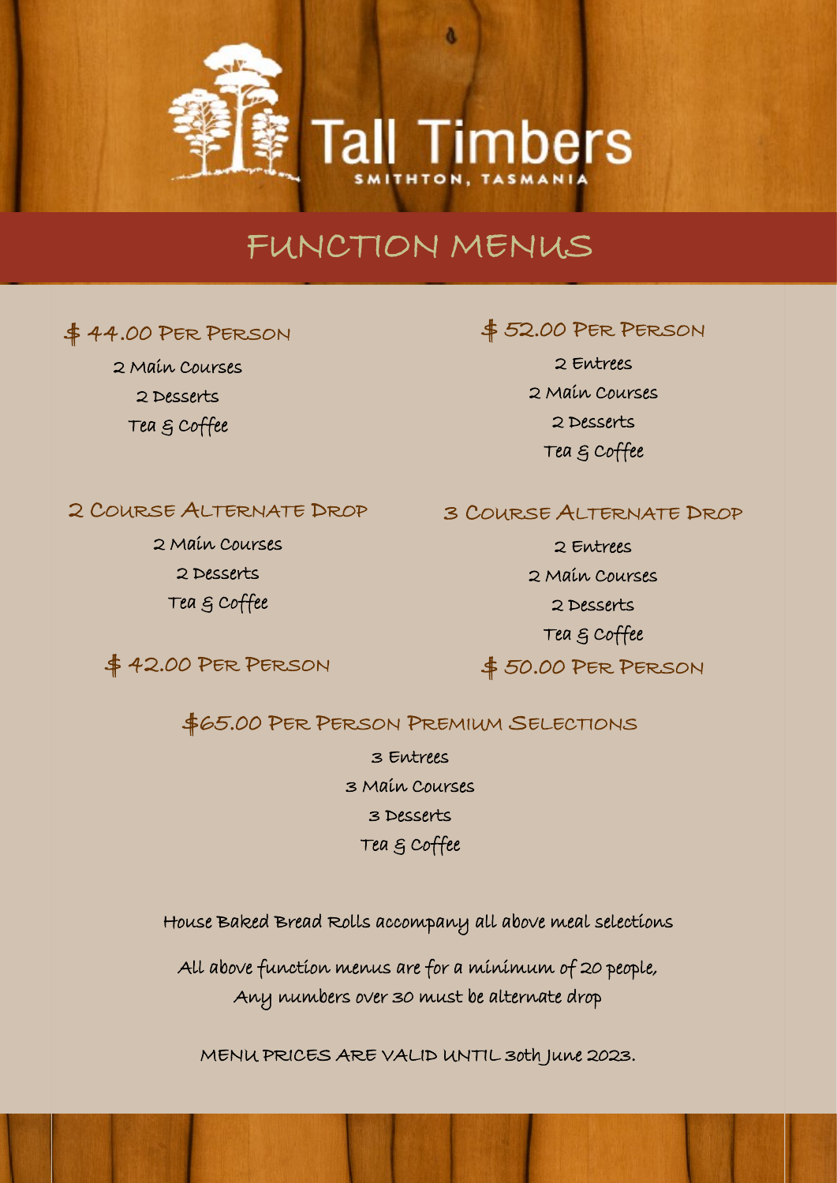# Tall Timbers

SMITHTON, TASMANIA

## FUNCTION MENUS

### $ 44.00 Per Person

2 Main Courses

2 Desserts

Tea & Coffee

### $ 52.00 Per Person

2 Entrees

2 Main Courses

2 Desserts

Tea & Coffee

### 2 Course Alternate Drop

2 Main Courses

2 Desserts

Tea & Coffee

**$ 42.00 Per Person**

### 3 Course Alternate Drop

2 Entrees

2 Main Courses

2 Desserts

Tea & Coffee

**$ 50.00 Per Person**

### $65.00 Per Person Premium Selections

3 Entrees

3 Main Courses

3 Desserts

Tea & Coffee

House Baked Bread Rolls accompany all above meal selections

All above function menus are for a minimum of 20 people,
Any numbers over 30 must be alternate drop

MENU PRICES ARE VALID UNTIL 30th June 2023.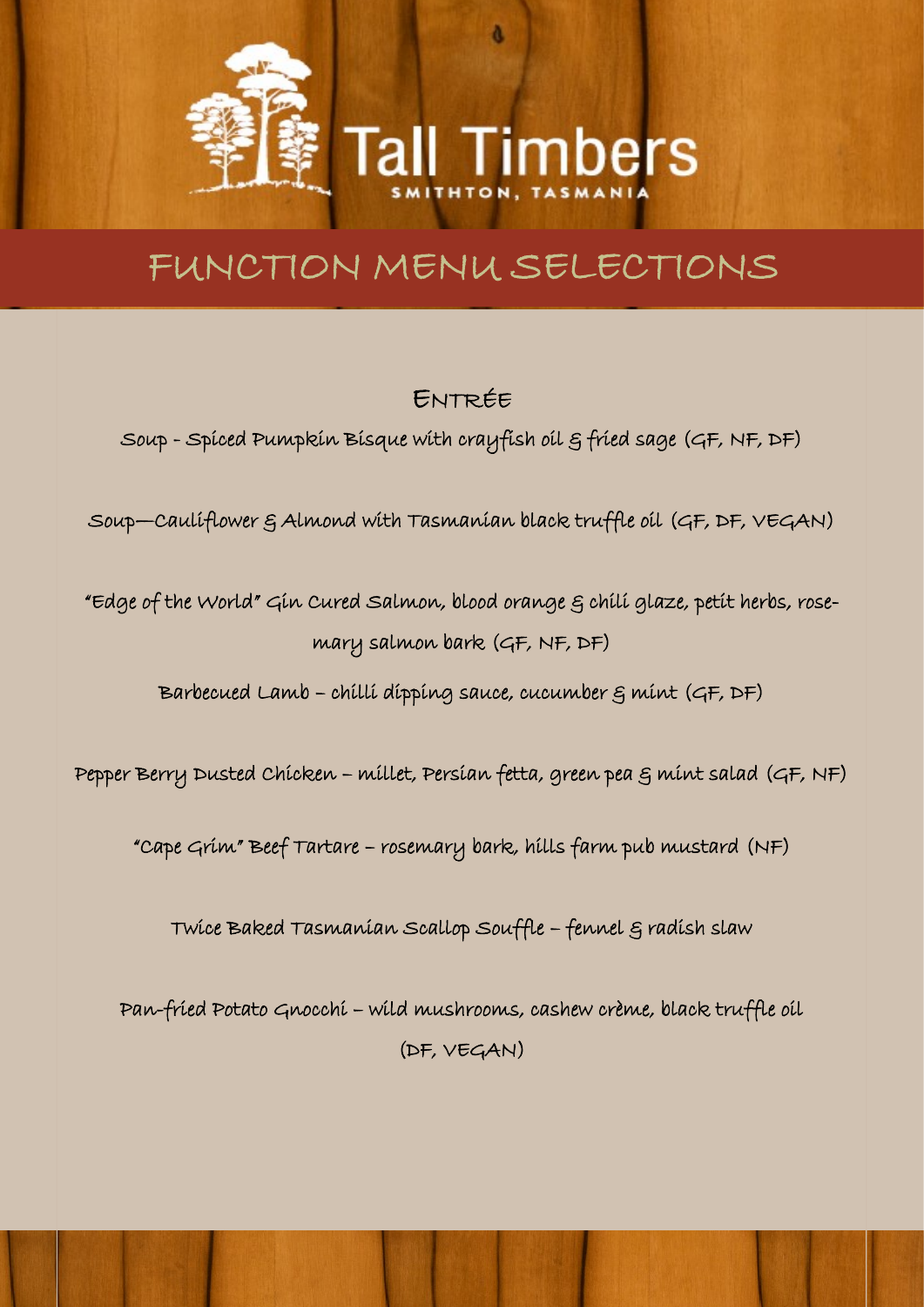# Tall Timbers

SMITHTON, TASMANIA

## FUNCTION MENU SELECTIONS

### Entrée

Soup - Spiced Pumpkin Bisque with crayfish oil & fried sage (GF, NF, DF)

Soup—Cauliflower & Almond with Tasmanian black truffle oil (GF, DF, VEGAN)

"Edge of the World" Gin Cured Salmon, blood orange & chili glaze, petit herbs, rosemary salmon bark (GF, NF, DF)

Barbecued Lamb – chilli dipping sauce, cucumber & mint (GF, DF)

Pepper Berry Dusted Chicken – millet, Persian fetta, green pea & mint salad (GF, NF)

"Cape Grim" Beef Tartare – rosemary bark, hills farm pub mustard (NF)

Twice Baked Tasmanian Scallop Souffle – fennel & radish slaw

Pan-fried Potato Gnocchi – wild mushrooms, cashew crème, black truffle oil (DF, VEGAN)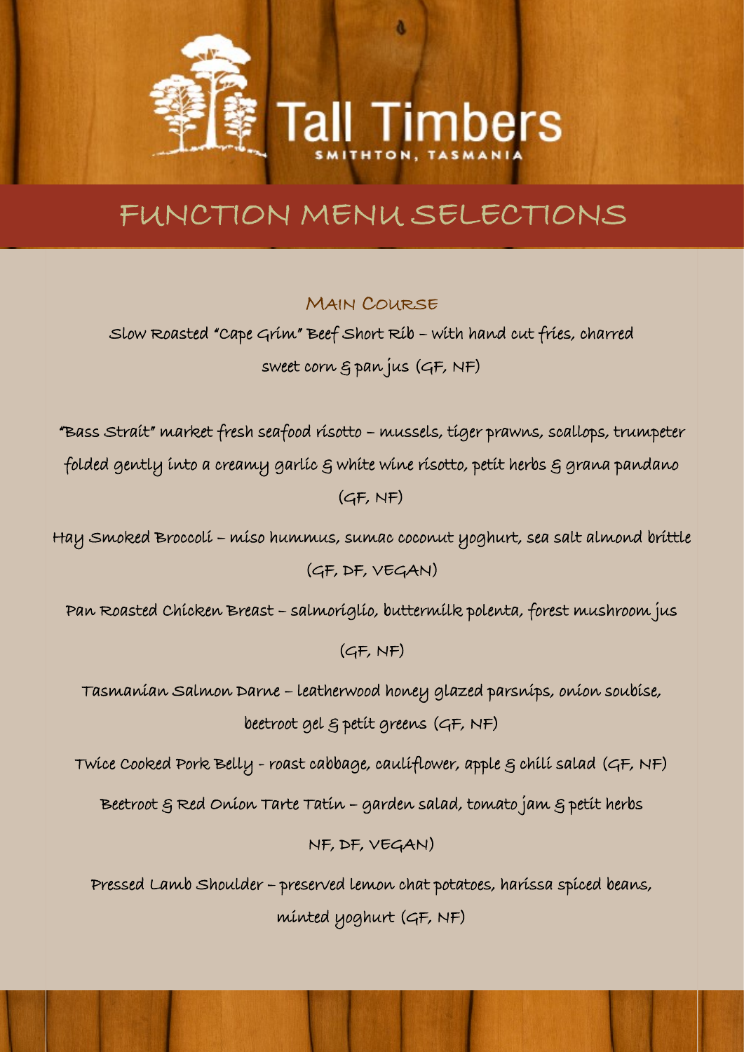# Tall Timbers

SMITHTON, TASMANIA

## FUNCTION MENU SELECTIONS

### Main Course

Slow Roasted "Cape Grim" Beef Short Rib – with hand cut fries, charred sweet corn & pan jus (GF, NF)

"Bass Strait" market fresh seafood risotto – mussels, tiger prawns, scallops, trumpeter folded gently into a creamy garlic & white wine risotto, petit herbs & grana pandano (GF, NF)

Hay Smoked Broccoli – miso hummus, sumac coconut yoghurt, sea salt almond brittle (GF, DF, VEGAN)

Pan Roasted Chicken Breast – salmoriglio, buttermilk polenta, forest mushroom jus (GF, NF)

Tasmanian Salmon Darne – leatherwood honey glazed parsnips, onion soubise, beetroot gel & petit greens (GF, NF)

Twice Cooked Pork Belly - roast cabbage, cauliflower, apple & chili salad (GF, NF)

Beetroot & Red Onion Tarte Tatin – garden salad, tomato jam & petit herbs NF, DF, VEGAN)

Pressed Lamb Shoulder – preserved lemon chat potatoes, harissa spiced beans, minted yoghurt (GF, NF)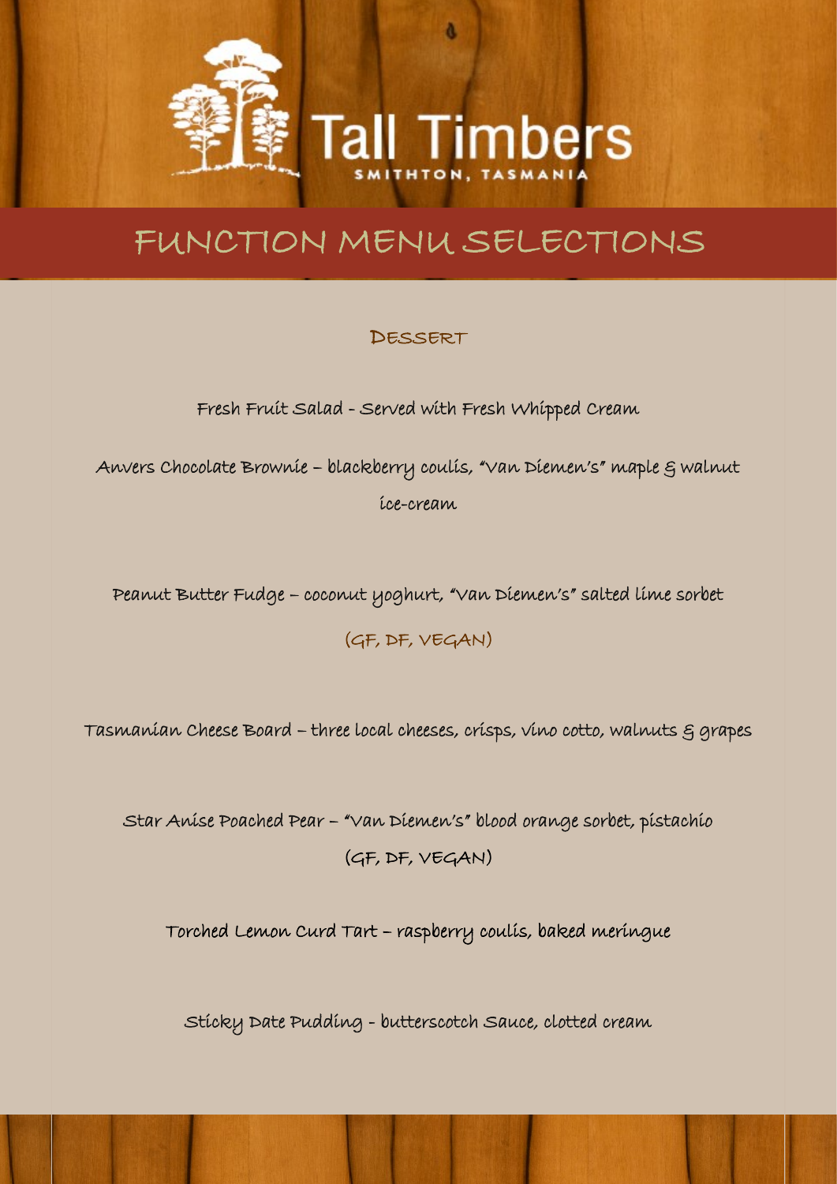Tall Timbers

SMITHTON, TASMANIA

# FUNCTION MENU SELECTIONS

## Dessert

Fresh Fruit Salad - Served with Fresh Whipped Cream

Anvers Chocolate Brownie – blackberry coulis, "Van Diemen's" maple & walnut ice-cream

Peanut Butter Fudge – coconut yoghurt, "Van Diemen's" salted lime sorbet

(GF, DF, VEGAN)

Tasmanian Cheese Board – three local cheeses, crisps, vino cotto, walnuts & grapes

Star Anise Poached Pear – "Van Diemen's" blood orange sorbet, pistachio

(GF, DF, VEGAN)

Torched Lemon Curd Tart – raspberry coulis, baked meringue

Sticky Date Pudding - butterscotch Sauce, clotted cream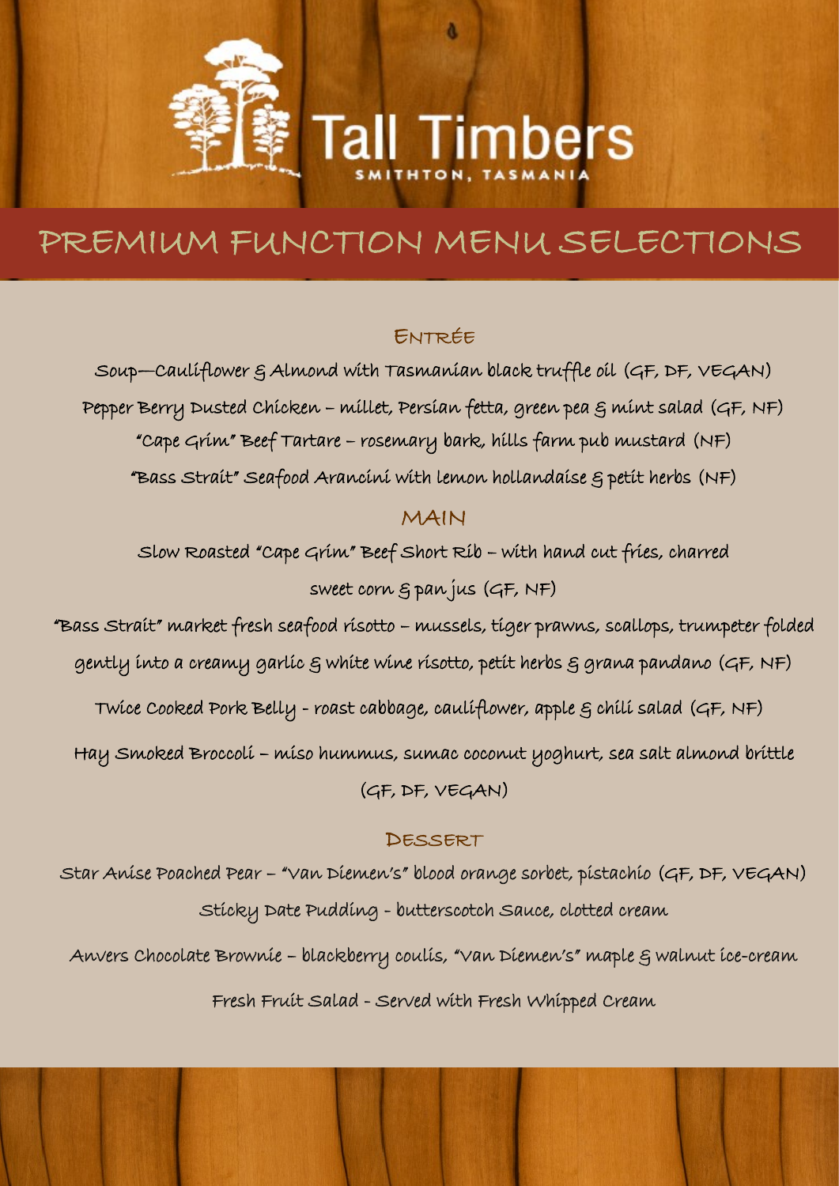Tall Timbers

SMITHTON, TASMANIA

# PREMIUM FUNCTION MENU SELECTIONS

## Entrée

Soup—Cauliflower & Almond with Tasmanian black truffle oil (GF, DF, VEGAN)

Pepper Berry Dusted Chicken – millet, Persian fetta, green pea & mint salad (GF, NF)

"Cape Grim" Beef Tartare – rosemary bark, hills farm pub mustard (NF)

"Bass Strait" Seafood Arancini with lemon hollandaise & petit herbs (NF)

## MAIN

Slow Roasted "Cape Grim" Beef Short Rib – with hand cut fries, charred sweet corn & pan jus (GF, NF)

"Bass Strait" market fresh seafood risotto – mussels, tiger prawns, scallops, trumpeter folded gently into a creamy garlic & white wine risotto, petit herbs & grana pandano (GF, NF)

Twice Cooked Pork Belly - roast cabbage, cauliflower, apple & chili salad (GF, NF)

Hay Smoked Broccoli – miso hummus, sumac coconut yoghurt, sea salt almond brittle (GF, DF, VEGAN)

## Dessert

Star Anise Poached Pear – "Van Diemen's" blood orange sorbet, pistachio (GF, DF, VEGAN)

Sticky Date Pudding - butterscotch Sauce, clotted cream

Anvers Chocolate Brownie – blackberry coulis, "Van Diemen's" maple & walnut ice-cream

Fresh Fruit Salad - Served with Fresh Whipped Cream